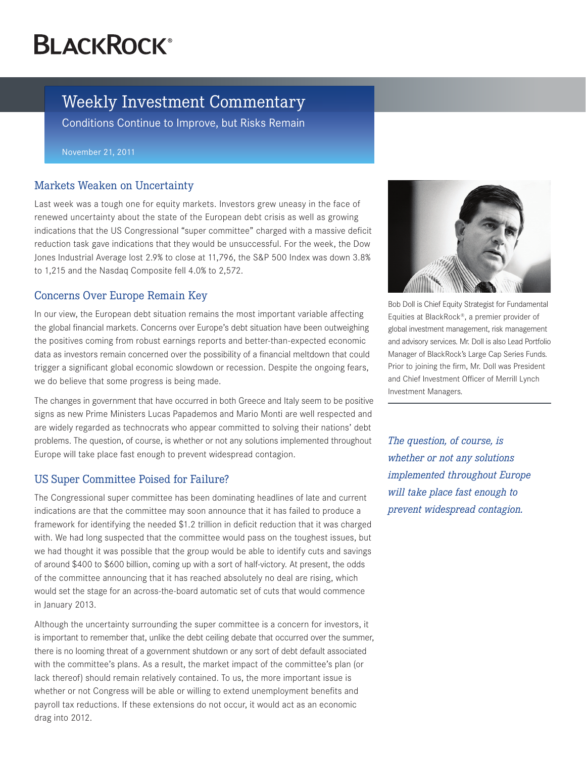BLACKROCK®

# Weekly Investment Commentary

Conditions Continue to Improve, but Risks Remain

November 21, 2011

## Markets Weaken on Uncertainty

Last week was a tough one for equity markets. Investors grew uneasy in the face of renewed uncertainty about the state of the European debt crisis as well as growing indications that the US Congressional "super committee" charged with a massive deficit reduction task gave indications that they would be unsuccessful. For the week, the Dow Jones Industrial Average lost 2.9% to close at 11,796, the S&P 500 Index was down 3.8% to 1,215 and the Nasdaq Composite fell 4.0% to 2,572.

## Concerns Over Europe Remain Key

In our view, the European debt situation remains the most important variable affecting the global financial markets. Concerns over Europe's debt situation have been outweighing the positives coming from robust earnings reports and better-than-expected economic data as investors remain concerned over the possibility of a financial meltdown that could trigger a significant global economic slowdown or recession. Despite the ongoing fears, we do believe that some progress is being made.

The changes in government that have occurred in both Greece and Italy seem to be positive signs as new Prime Ministers Lucas Papademos and Mario Monti are well respected and are widely regarded as technocrats who appear committed to solving their nations' debt problems. The question, of course, is whether or not any solutions implemented throughout Europe will take place fast enough to prevent widespread contagion.

## US Super Committee Poised for Failure?

The Congressional super committee has been dominating headlines of late and current indications are that the committee may soon announce that it has failed to produce a framework for identifying the needed $1.2 trillion in deficit reduction that it was charged with. We had long suspected that the committee would pass on the toughest issues, but we had thought it was possible that the group would be able to identify cuts and savings of around $400 to $600 billion, coming up with a sort of half-victory. At present, the odds of the committee announcing that it has reached absolutely no deal are rising, which would set the stage for an across-the-board automatic set of cuts that would commence in January 2013.

Although the uncertainty surrounding the super committee is a concern for investors, it is important to remember that, unlike the debt ceiling debate that occurred over the summer, there is no looming threat of a government shutdown or any sort of debt default associated with the committee's plans. As a result, the market impact of the committee's plan (or lack thereof) should remain relatively contained. To us, the more important issue is whether or not Congress will be able or willing to extend unemployment benefits and payroll tax reductions. If these extensions do not occur, it would act as an economic drag into 2012.

Bob Doll is Chief Equity Strategist for Fundamental Equities at BlackRock®, a premier provider of global investment management, risk management and advisory services. Mr. Doll is also Lead Portfolio Manager of BlackRock's Large Cap Series Funds. Prior to joining the firm, Mr. Doll was President and Chief Investment Officer of Merrill Lynch Investment Managers.

*The question, of course, is whether or not any solutions implemented throughout Europe will take place fast enough to prevent widespread contagion.*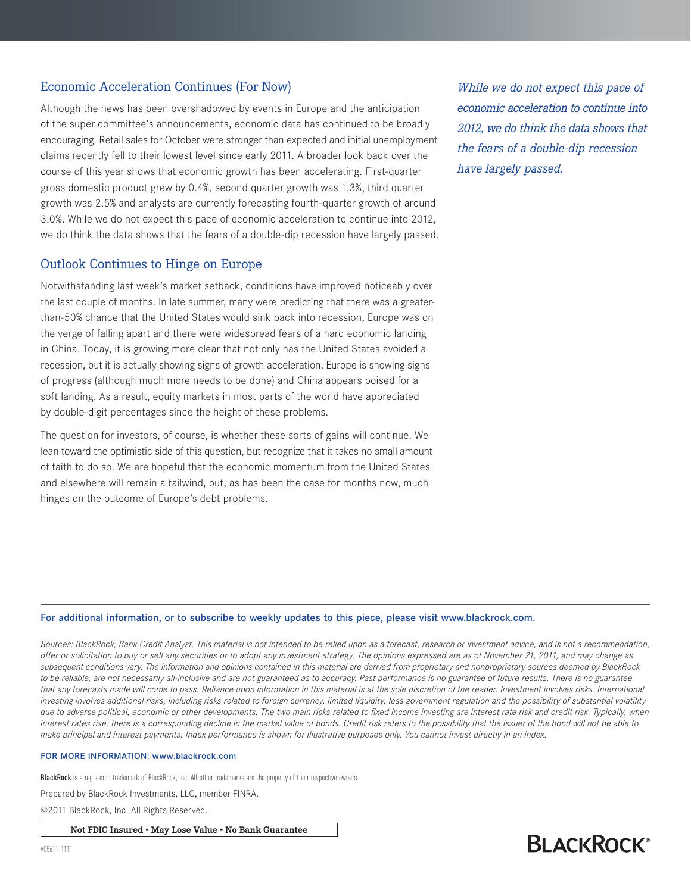## Economic Acceleration Continues (For Now)

Although the news has been overshadowed by events in Europe and the anticipation of the super committee's announcements, economic data has continued to be broadly encouraging. Retail sales for October were stronger than expected and initial unemployment claims recently fell to their lowest level since early 2011. A broader look back over the course of this year shows that economic growth has been accelerating. First-quarter gross domestic product grew by 0.4%, second quarter growth was 1.3%, third quarter growth was 2.5% and analysts are currently forecasting fourth-quarter growth of around 3.0%. While we do not expect this pace of economic acceleration to continue into 2012, we do think the data shows that the fears of a double-dip recession have largely passed.

*While we do not expect this pace of economic acceleration to continue into 2012, we do think the data shows that the fears of a double-dip recession have largely passed.*

## Outlook Continues to Hinge on Europe

Notwithstanding last week's market setback, conditions have improved noticeably over the last couple of months. In late summer, many were predicting that there was a greater-than-50% chance that the United States would sink back into recession, Europe was on the verge of falling apart and there were widespread fears of a hard economic landing in China. Today, it is growing more clear that not only has the United States avoided a recession, but it is actually showing signs of growth acceleration, Europe is showing signs of progress (although much more needs to be done) and China appears poised for a soft landing. As a result, equity markets in most parts of the world have appreciated by double-digit percentages since the height of these problems.

The question for investors, of course, is whether these sorts of gains will continue. We lean toward the optimistic side of this question, but recognize that it takes no small amount of faith to do so. We are hopeful that the economic momentum from the United States and elsewhere will remain a tailwind, but, as has been the case for months now, much hinges on the outcome of Europe's debt problems.

---

**For additional information, or to subscribe to weekly updates to this piece, please visit www.blackrock.com.**

*Sources: BlackRock; Bank Credit Analyst. This material is not intended to be relied upon as a forecast, research or investment advice, and is not a recommendation, offer or solicitation to buy or sell any securities or to adopt any investment strategy. The opinions expressed are as of November 21, 2011, and may change as subsequent conditions vary. The information and opinions contained in this material are derived from proprietary and nonproprietary sources deemed by BlackRock to be reliable, are not necessarily all-inclusive and are not guaranteed as to accuracy. Past performance is no guarantee of future results. There is no guarantee that any forecasts made will come to pass. Reliance upon information in this material is at the sole discretion of the reader. Investment involves risks. International investing involves additional risks, including risks related to foreign currency, limited liquidity, less government regulation and the possibility of substantial volatility due to adverse political, economic or other developments. The two main risks related to fixed income investing are interest rate risk and credit risk. Typically, when interest rates rise, there is a corresponding decline in the market value of bonds. Credit risk refers to the possibility that the issuer of the bond will not be able to make principal and interest payments. Index performance is shown for illustrative purposes only. You cannot invest directly in an index.*

FOR MORE INFORMATION: www.blackrock.com

BlackRock is a registered trademark of BlackRock, Inc. All other trademarks are the property of their respective owners.

Prepared by BlackRock Investments, LLC, member FINRA.

©2011 BlackRock, Inc. All Rights Reserved.

**Not FDIC Insured • May Lose Value • No Bank Guarantee**

AC5611-1111

BLACKROCK®